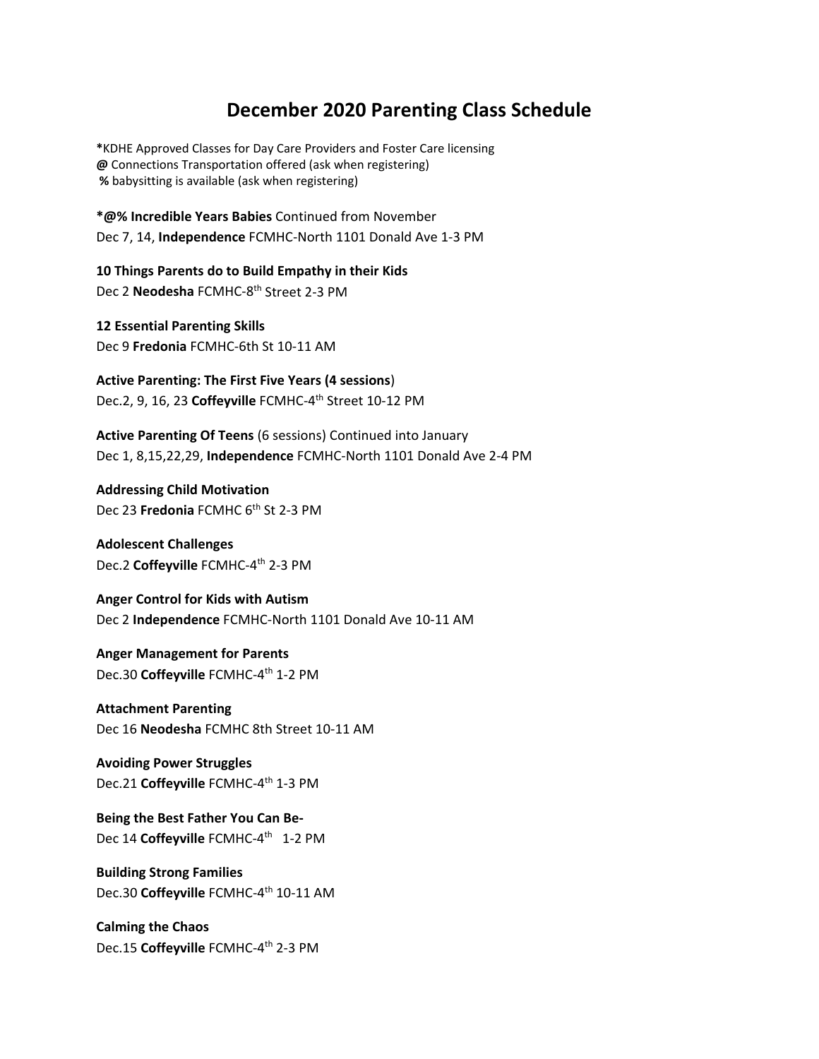# December 2020 Parenting Class Schedule

**\***KDHE Approved Classes for Day Care Providers and Foster Care licensing
**@** Connections Transportation offered (ask when registering)
**%** babysitting is available (ask when registering)

**\*@% Incredible Years Babies** Continued from November
Dec 7, 14, **Independence** FCMHC-North 1101 Donald Ave 1-3 PM

**10 Things Parents do to Build Empathy in their Kids**
Dec 2 **Neodesha** FCMHC-8th Street 2-3 PM

**12 Essential Parenting Skills**
Dec 9 **Fredonia** FCMHC-6th St 10-11 AM

**Active Parenting: The First Five Years (4 sessions**)
Dec.2, 9, 16, 23 **Coffeyville** FCMHC-4th Street 10-12 PM

**Active Parenting Of Teens** (6 sessions) Continued into January
Dec 1, 8,15,22,29, **Independence** FCMHC-North 1101 Donald Ave 2-4 PM

**Addressing Child Motivation**
Dec 23 **Fredonia** FCMHC 6th St 2-3 PM

**Adolescent Challenges**
Dec.2 **Coffeyville** FCMHC-4th 2-3 PM

**Anger Control for Kids with Autism**
Dec 2 **Independence** FCMHC-North 1101 Donald Ave 10-11 AM

**Anger Management for Parents**
Dec.30 **Coffeyville** FCMHC-4th 1-2 PM

**Attachment Parenting**
Dec 16 **Neodesha** FCMHC 8th Street 10-11 AM

**Avoiding Power Struggles**
Dec.21 **Coffeyville** FCMHC-4th 1-3 PM

**Being the Best Father You Can Be-**
Dec 14 **Coffeyville** FCMHC-4th 1-2 PM

**Building Strong Families**
Dec.30 **Coffeyville** FCMHC-4th 10-11 AM

**Calming the Chaos**
Dec.15 **Coffeyville** FCMHC-4th 2-3 PM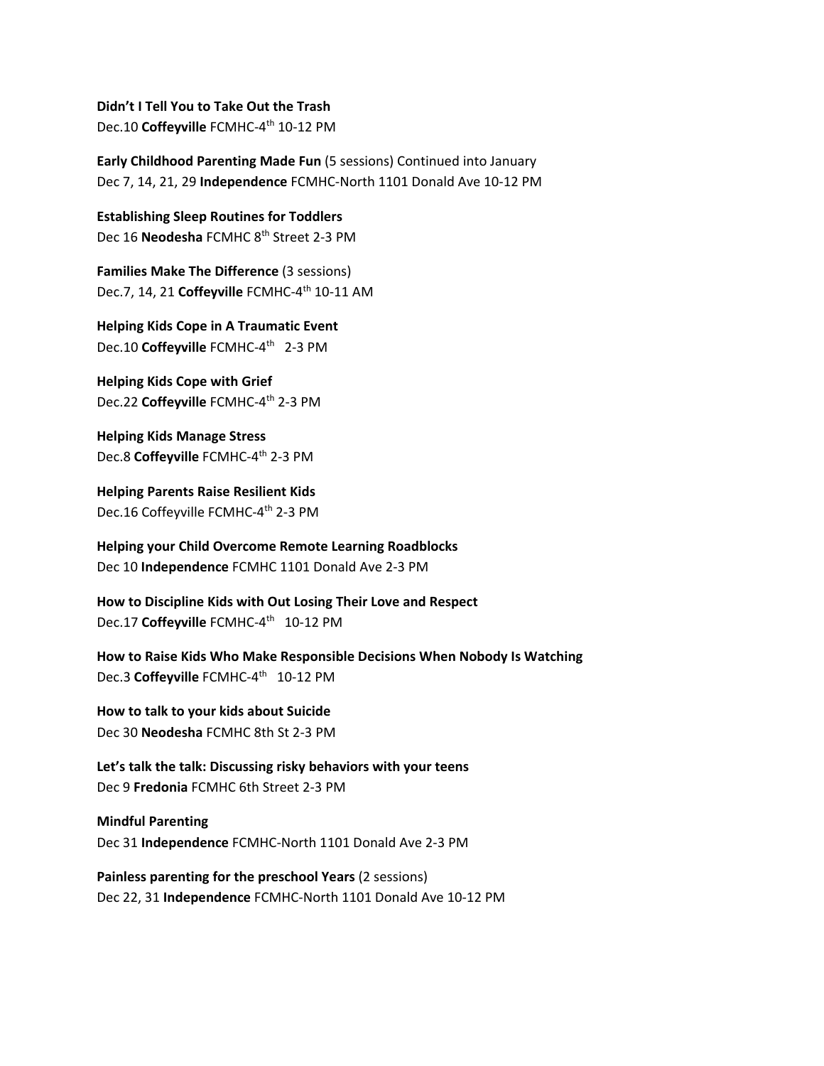**Didn't I Tell You to Take Out the Trash**
Dec.10 **Coffeyville** FCMHC-4th 10-12 PM

**Early Childhood Parenting Made Fun** (5 sessions) Continued into January
Dec 7, 14, 21, 29 **Independence** FCMHC-North 1101 Donald Ave 10-12 PM

**Establishing Sleep Routines for Toddlers**
Dec 16 **Neodesha** FCMHC 8th Street 2-3 PM

**Families Make The Difference** (3 sessions)
Dec.7, 14, 21 **Coffeyville** FCMHC-4th 10-11 AM

**Helping Kids Cope in A Traumatic Event**
Dec.10 **Coffeyville** FCMHC-4th 2-3 PM

**Helping Kids Cope with Grief**
Dec.22 **Coffeyville** FCMHC-4th 2-3 PM

**Helping Kids Manage Stress**
Dec.8 **Coffeyville** FCMHC-4th 2-3 PM

**Helping Parents Raise Resilient Kids**
Dec.16 Coffeyville FCMHC-4th 2-3 PM

**Helping your Child Overcome Remote Learning Roadblocks**
Dec 10 **Independence** FCMHC 1101 Donald Ave 2-3 PM

**How to Discipline Kids with Out Losing Their Love and Respect**
Dec.17 **Coffeyville** FCMHC-4th 10-12 PM

**How to Raise Kids Who Make Responsible Decisions When Nobody Is Watching**
Dec.3 **Coffeyville** FCMHC-4th 10-12 PM

**How to talk to your kids about Suicide**
Dec 30 **Neodesha** FCMHC 8th St 2-3 PM

**Let's talk the talk: Discussing risky behaviors with your teens**
Dec 9 **Fredonia** FCMHC 6th Street 2-3 PM

**Mindful Parenting**
Dec 31 **Independence** FCMHC-North 1101 Donald Ave 2-3 PM

**Painless parenting for the preschool Years** (2 sessions)
Dec 22, 31 **Independence** FCMHC-North 1101 Donald Ave 10-12 PM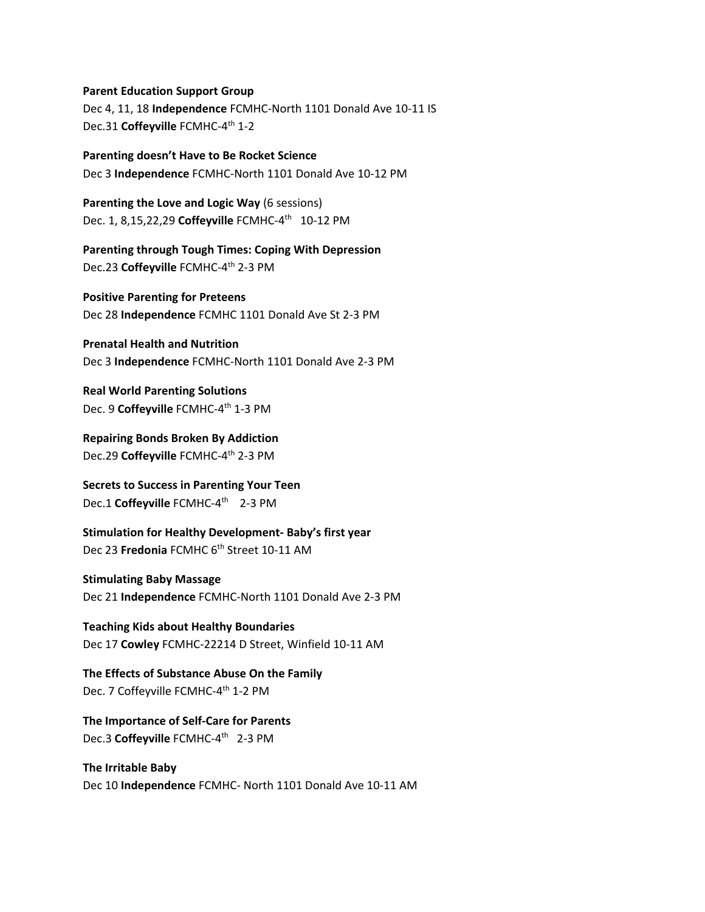**Parent Education Support Group**
Dec 4, 11, 18 **Independence** FCMHC-North 1101 Donald Ave 10-11 IS
Dec.31 **Coffeyville** FCMHC-4th 1-2

**Parenting doesn't Have to Be Rocket Science**
Dec 3 **Independence** FCMHC-North 1101 Donald Ave 10-12 PM

**Parenting the Love and Logic Way** (6 sessions)
Dec. 1, 8,15,22,29 **Coffeyville** FCMHC-4th 10-12 PM

**Parenting through Tough Times: Coping With Depression**
Dec.23 **Coffeyville** FCMHC-4th 2-3 PM

**Positive Parenting for Preteens**
Dec 28 **Independence** FCMHC 1101 Donald Ave St 2-3 PM

**Prenatal Health and Nutrition**
Dec 3 **Independence** FCMHC-North 1101 Donald Ave 2-3 PM

**Real World Parenting Solutions**
Dec. 9 **Coffeyville** FCMHC-4th 1-3 PM

**Repairing Bonds Broken By Addiction**
Dec.29 **Coffeyville** FCMHC-4th 2-3 PM

**Secrets to Success in Parenting Your Teen**
Dec.1 **Coffeyville** FCMHC-4th 2-3 PM

**Stimulation for Healthy Development- Baby's first year**
Dec 23 **Fredonia** FCMHC 6th Street 10-11 AM

**Stimulating Baby Massage**
Dec 21 **Independence** FCMHC-North 1101 Donald Ave 2-3 PM

**Teaching Kids about Healthy Boundaries**
Dec 17 **Cowley** FCMHC-22214 D Street, Winfield 10-11 AM

**The Effects of Substance Abuse On the Family**
Dec. 7 Coffeyville FCMHC-4th 1-2 PM

**The Importance of Self-Care for Parents**
Dec.3 **Coffeyville** FCMHC-4th 2-3 PM

**The Irritable Baby**
Dec 10 **Independence** FCMHC- North 1101 Donald Ave 10-11 AM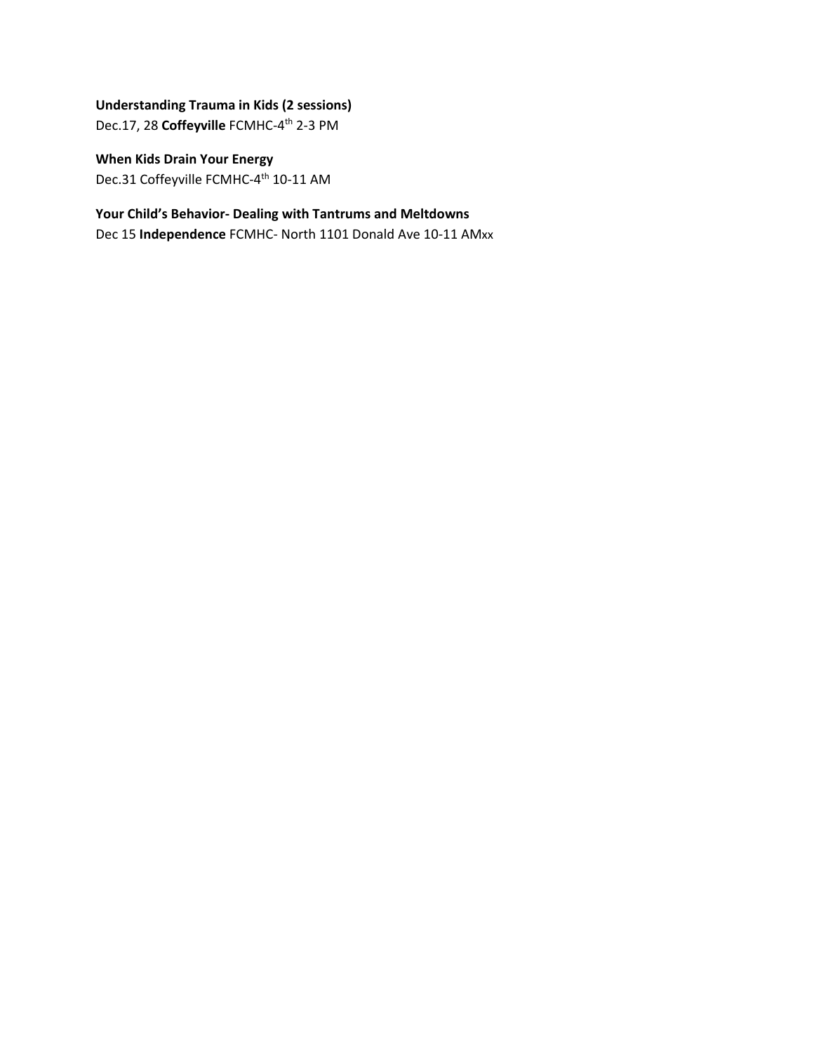**Understanding Trauma in Kids (2 sessions)**
Dec.17, 28 **Coffeyville** FCMHC-4th 2-3 PM

**When Kids Drain Your Energy**
Dec.31 Coffeyville FCMHC-4th 10-11 AM

**Your Child's Behavior- Dealing with Tantrums and Meltdowns**
Dec 15 **Independence** FCMHC- North 1101 Donald Ave 10-11 AMxx